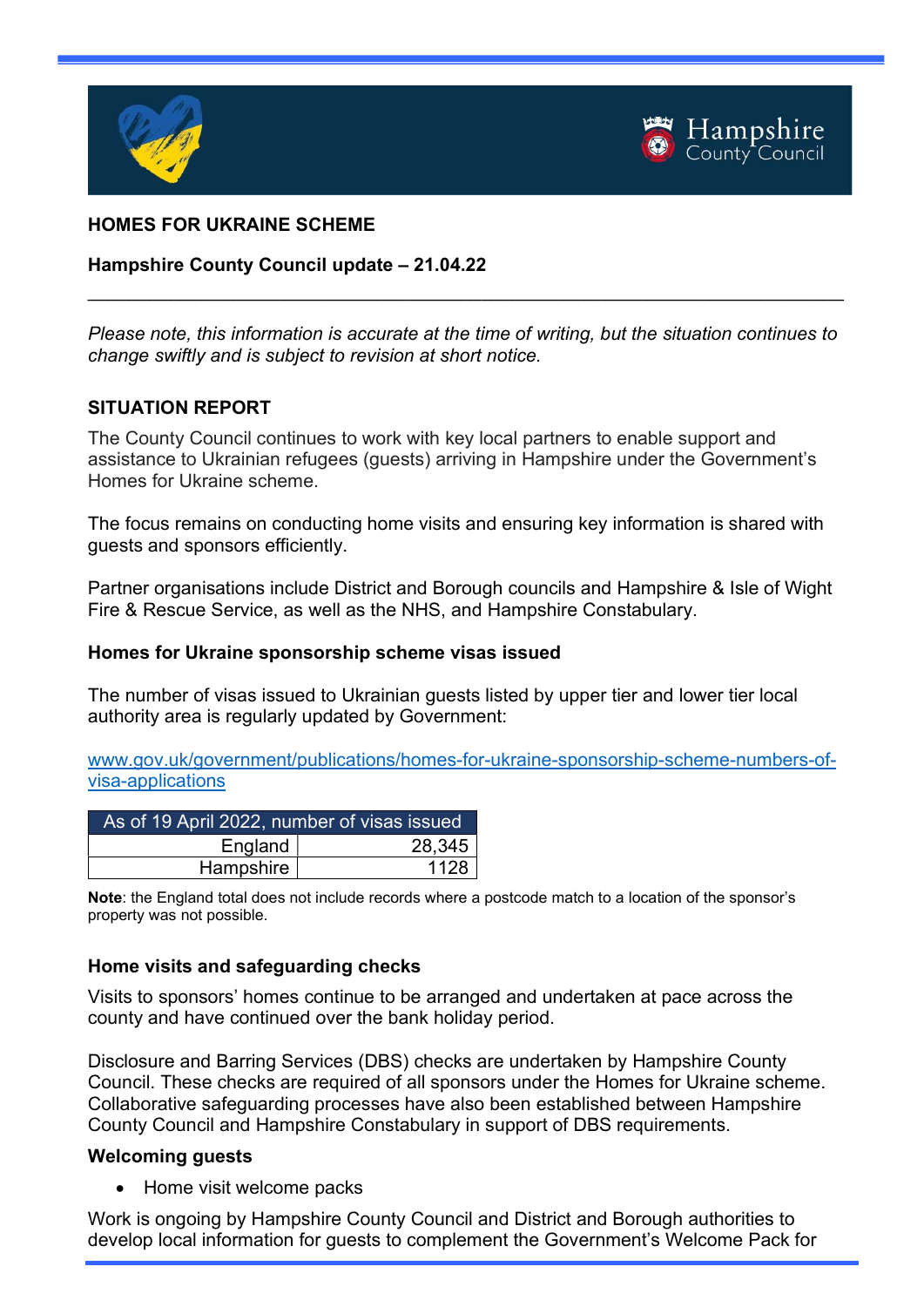# HOMES FOR UKRAINE SCHEME

**Hampshire County Council update – 21.04.22**

---

*Please note, this information is accurate at the time of writing, but the situation continues to change swiftly and is subject to revision at short notice.*

## SITUATION REPORT

The County Council continues to work with key local partners to enable support and assistance to Ukrainian refugees (guests) arriving in Hampshire under the Government's Homes for Ukraine scheme.

The focus remains on conducting home visits and ensuring key information is shared with guests and sponsors efficiently.

Partner organisations include District and Borough councils and Hampshire & Isle of Wight Fire & Rescue Service, as well as the NHS, and Hampshire Constabulary.

### Homes for Ukraine sponsorship scheme visas issued

The number of visas issued to Ukrainian guests listed by upper tier and lower tier local authority area is regularly updated by Government:

[www.gov.uk/government/publications/homes-for-ukraine-sponsorship-scheme-numbers-of-visa-applications](www.gov.uk/government/publications/homes-for-ukraine-sponsorship-scheme-numbers-of-visa-applications)

| As of 19 April 2022, number of visas issued | |
|---|---|
| England | 28,345 |
| Hampshire | 1128 |

**Note**: the England total does not include records where a postcode match to a location of the sponsor's property was not possible.

### Home visits and safeguarding checks

Visits to sponsors' homes continue to be arranged and undertaken at pace across the county and have continued over the bank holiday period.

Disclosure and Barring Services (DBS) checks are undertaken by Hampshire County Council. These checks are required of all sponsors under the Homes for Ukraine scheme. Collaborative safeguarding processes have also been established between Hampshire County Council and Hampshire Constabulary in support of DBS requirements.

### Welcoming guests

- Home visit welcome packs

Work is ongoing by Hampshire County Council and District and Borough authorities to develop local information for guests to complement the Government's Welcome Pack for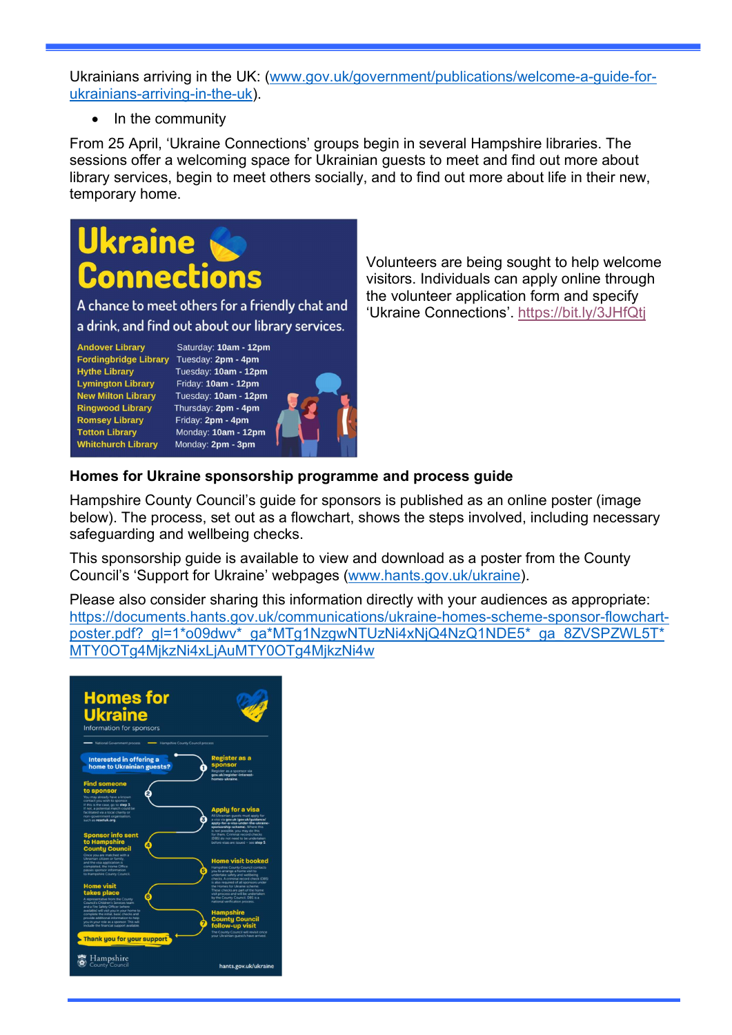Ukrainians arriving in the UK: (www.gov.uk/government/publications/welcome-a-guide-for-ukrainians-arriving-in-the-uk).

- In the community

From 25 April, 'Ukraine Connections' groups begin in several Hampshire libraries. The sessions offer a welcoming space for Ukrainian guests to meet and find out more about library services, begin to meet others socially, and to find out more about life in their new, temporary home.

**Ukraine Connections**

A chance to meet others for a friendly chat and a drink, and find out about our library services.

| Library | Time |
|---|---|
| Andover Library | Saturday: 10am - 12pm |
| Fordingbridge Library | Tuesday: 2pm - 4pm |
| Hythe Library | Tuesday: 10am - 12pm |
| Lymington Library | Friday: 10am - 12pm |
| New Milton Library | Tuesday: 10am - 12pm |
| Ringwood Library | Thursday: 2pm - 4pm |
| Romsey Library | Friday: 2pm - 4pm |
| Totton Library | Monday: 10am - 12pm |
| Whitchurch Library | Monday: 2pm - 3pm |

Volunteers are being sought to help welcome visitors. Individuals can apply online through the volunteer application form and specify 'Ukraine Connections'. https://bit.ly/3JHfQtj

**Homes for Ukraine sponsorship programme and process guide**

Hampshire County Council's guide for sponsors is published as an online poster (image below). The process, set out as a flowchart, shows the steps involved, including necessary safeguarding and wellbeing checks.

This sponsorship guide is available to view and download as a poster from the County Council's 'Support for Ukraine' webpages (www.hants.gov.uk/ukraine).

Please also consider sharing this information directly with your audiences as appropriate: https://documents.hants.gov.uk/communications/ukraine-homes-scheme-sponsor-flowchart-poster.pdf?_gl=1*o09dwv*_ga*MTg1NzgwNTUzNi4xNjQ4NzQ1NDE5*_ga_8ZVSPZWL5T*MTY0OTg4MjkzNi4xLjAuMTY0OTg4MjkzNi4w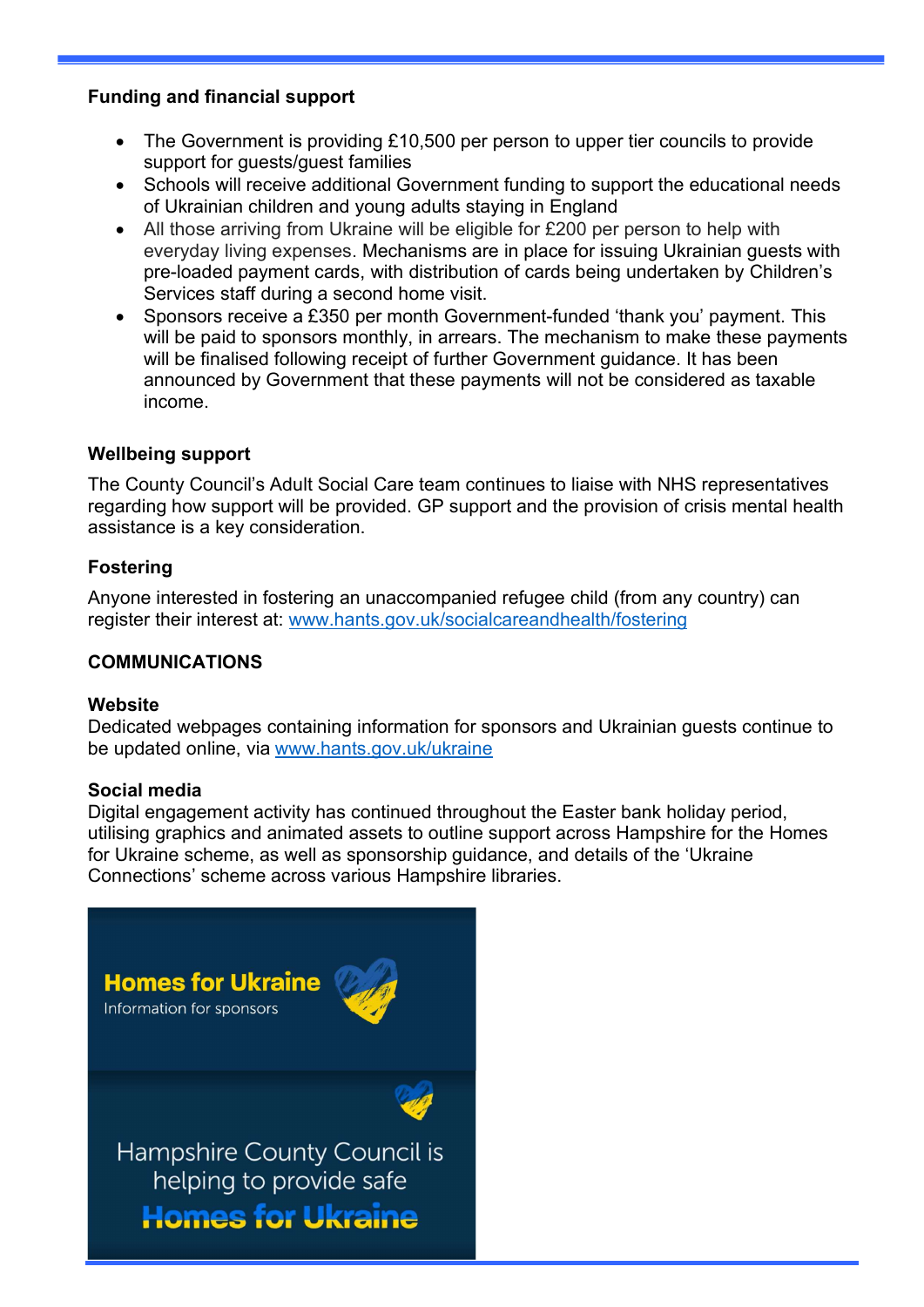**Funding and financial support**

- The Government is providing £10,500 per person to upper tier councils to provide support for guests/guest families
- Schools will receive additional Government funding to support the educational needs of Ukrainian children and young adults staying in England
- All those arriving from Ukraine will be eligible for £200 per person to help with everyday living expenses. Mechanisms are in place for issuing Ukrainian guests with pre-loaded payment cards, with distribution of cards being undertaken by Children's Services staff during a second home visit.
- Sponsors receive a £350 per month Government-funded 'thank you' payment. This will be paid to sponsors monthly, in arrears. The mechanism to make these payments will be finalised following receipt of further Government guidance. It has been announced by Government that these payments will not be considered as taxable income.

**Wellbeing support**

The County Council's Adult Social Care team continues to liaise with NHS representatives regarding how support will be provided. GP support and the provision of crisis mental health assistance is a key consideration.

**Fostering**

Anyone interested in fostering an unaccompanied refugee child (from any country) can register their interest at: www.hants.gov.uk/socialcareandhealth/fostering

**COMMUNICATIONS**

**Website**

Dedicated webpages containing information for sponsors and Ukrainian guests continue to be updated online, via www.hants.gov.uk/ukraine

**Social media**

Digital engagement activity has continued throughout the Easter bank holiday period, utilising graphics and animated assets to outline support across Hampshire for the Homes for Ukraine scheme, as well as sponsorship guidance, and details of the 'Ukraine Connections' scheme across various Hampshire libraries.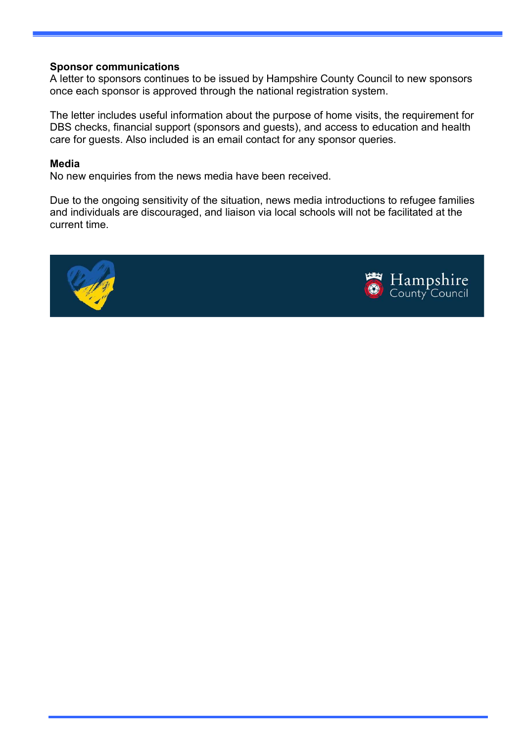**Sponsor communications**

A letter to sponsors continues to be issued by Hampshire County Council to new sponsors once each sponsor is approved through the national registration system.

The letter includes useful information about the purpose of home visits, the requirement for DBS checks, financial support (sponsors and guests), and access to education and health care for guests. Also included is an email contact for any sponsor queries.

**Media**

No new enquiries from the news media have been received.

Due to the ongoing sensitivity of the situation, news media introductions to refugee families and individuals are discouraged, and liaison via local schools will not be facilitated at the current time.

Hampshire County Council